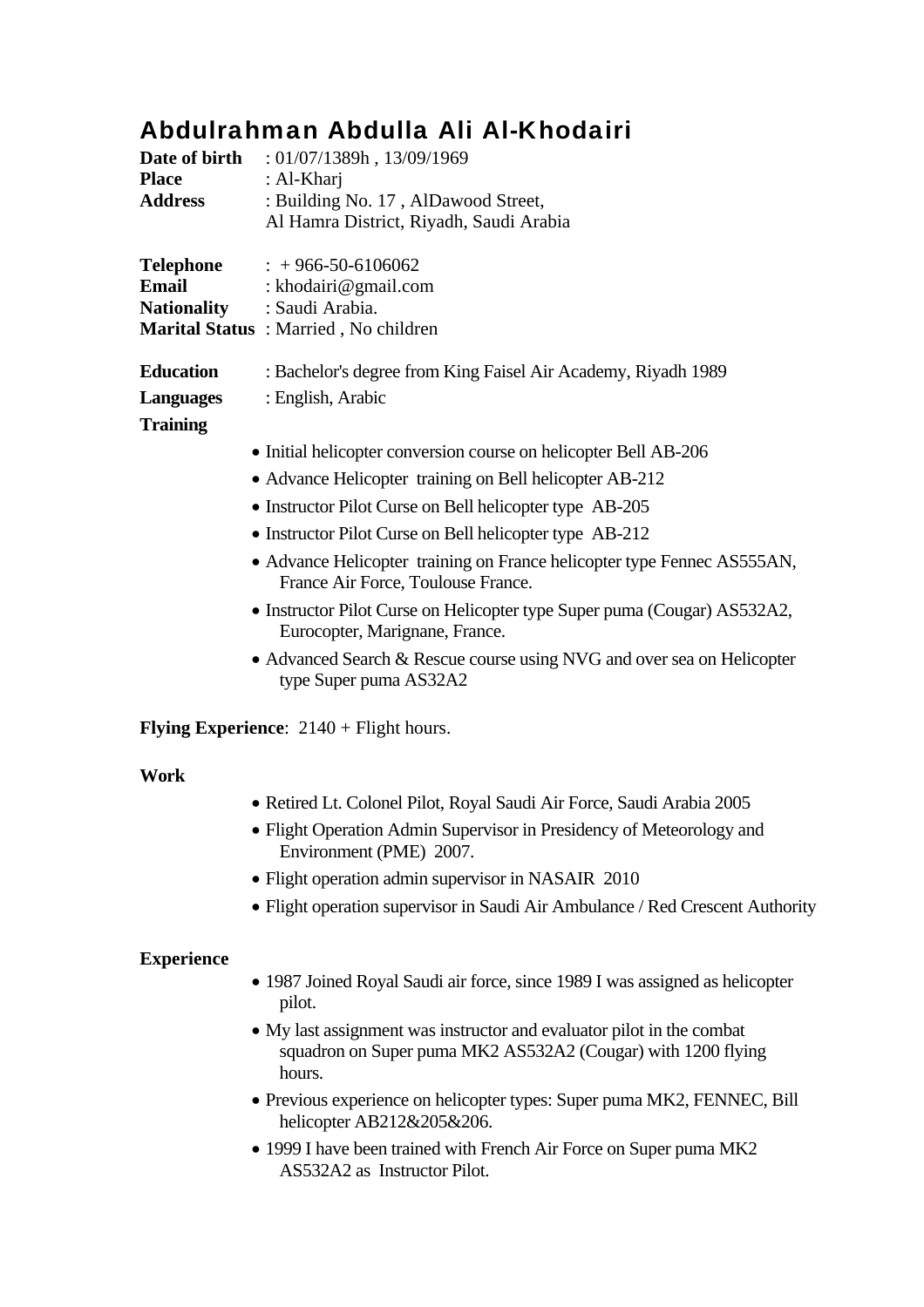# Abdulrahman Abdulla Ali Al-Khodairi

**Date of birth** : 01/07/1389h , 13/09/1969
**Place** : Al-Kharj
**Address** : Building No. 17 , AlDawood Street,
Al Hamra District, Riyadh, Saudi Arabia

**Telephone** : + 966-50-6106062
**Email** : khodairi@gmail.com
**Nationality** : Saudi Arabia.
**Marital Status** : Married , No children

**Education** : Bachelor's degree from King Faisel Air Academy, Riyadh 1989

**Languages** : English, Arabic

**Training**

- Initial helicopter conversion course on helicopter Bell AB-206
- Advance Helicopter training on Bell helicopter AB-212
- Instructor Pilot Curse on Bell helicopter type AB-205
- Instructor Pilot Curse on Bell helicopter type AB-212
- Advance Helicopter training on France helicopter type Fennec AS555AN, France Air Force, Toulouse France.
- Instructor Pilot Curse on Helicopter type Super puma (Cougar) AS532A2, Eurocopter, Marignane, France.
- Advanced Search & Rescue course using NVG and over sea on Helicopter type Super puma AS32A2

**Flying Experience**: 2140 + Flight hours.

**Work**

- Retired Lt. Colonel Pilot, Royal Saudi Air Force, Saudi Arabia 2005
- Flight Operation Admin Supervisor in Presidency of Meteorology and Environment (PME) 2007.
- Flight operation admin supervisor in NASAIR 2010
- Flight operation supervisor in Saudi Air Ambulance / Red Crescent Authority

**Experience**

- 1987 Joined Royal Saudi air force, since 1989 I was assigned as helicopter pilot.
- My last assignment was instructor and evaluator pilot in the combat squadron on Super puma MK2 AS532A2 (Cougar) with 1200 flying hours.
- Previous experience on helicopter types: Super puma MK2, FENNEC, Bill helicopter AB212&205&206.
- 1999 I have been trained with French Air Force on Super puma MK2 AS532A2 as Instructor Pilot.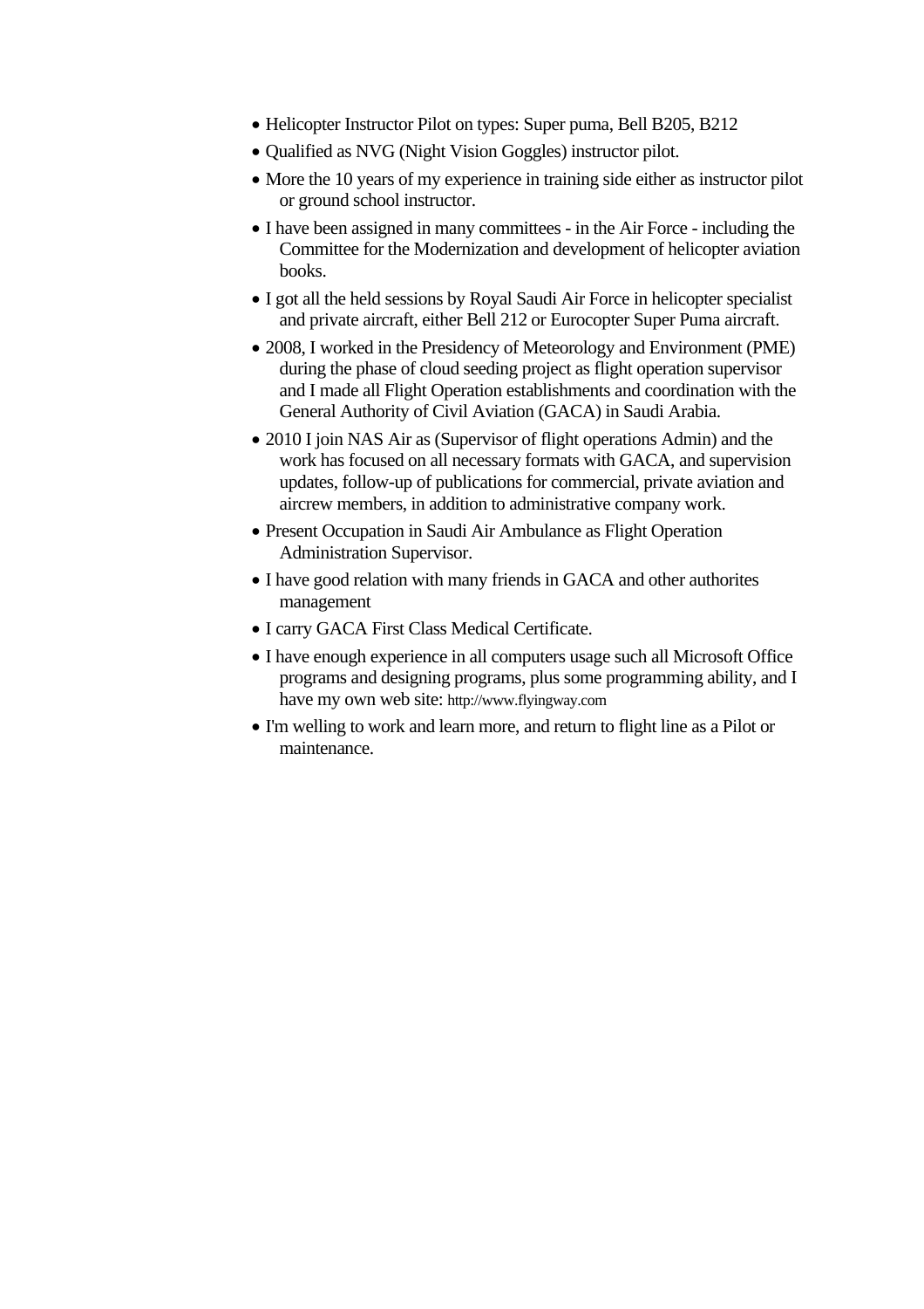- Helicopter Instructor Pilot on types: Super puma, Bell B205, B212
- Qualified as NVG (Night Vision Goggles) instructor pilot.
- More the 10 years of my experience in training side either as instructor pilot or ground school instructor.
- I have been assigned in many committees - in the Air Force - including the Committee for the Modernization and development of helicopter aviation books.
- I got all the held sessions by Royal Saudi Air Force in helicopter specialist and private aircraft, either Bell 212 or Eurocopter Super Puma aircraft.
- 2008, I worked in the Presidency of Meteorology and Environment (PME) during the phase of cloud seeding project as flight operation supervisor and I made all Flight Operation establishments and coordination with the General Authority of Civil Aviation (GACA) in Saudi Arabia.
- 2010 I join NAS Air as (Supervisor of flight operations Admin) and the work has focused on all necessary formats with GACA, and supervision updates, follow-up of publications for commercial, private aviation and aircrew members, in addition to administrative company work.
- Present Occupation in Saudi Air Ambulance as Flight Operation Administration Supervisor.
- I have good relation with many friends in GACA and other authorites management
- I carry GACA First Class Medical Certificate.
- I have enough experience in all computers usage such all Microsoft Office programs and designing programs, plus some programming ability, and I have my own web site: http://www.flyingway.com
- I'm welling to work and learn more, and return to flight line as a Pilot or maintenance.